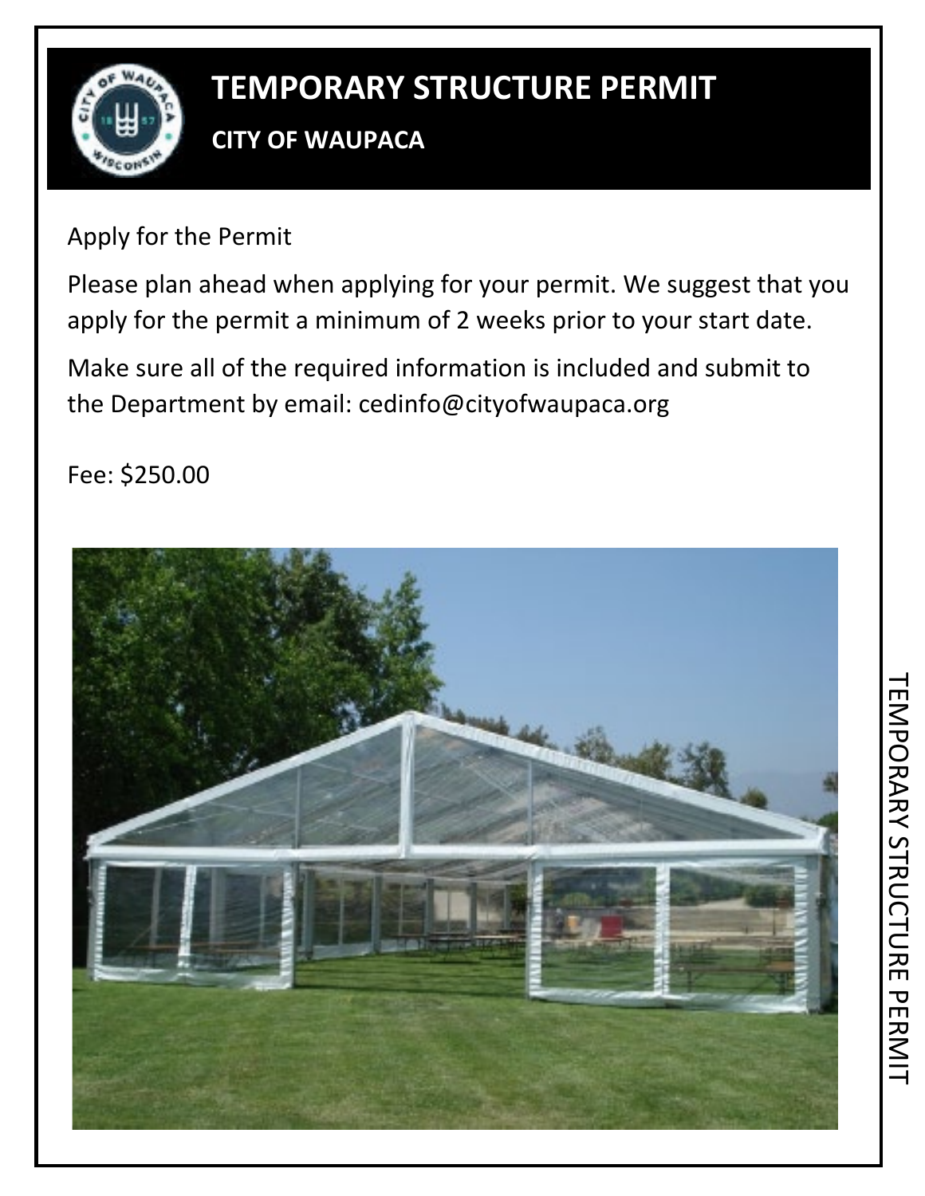# TEMPORARY STRUCTURE PERMIT

## CITY OF WAUPACA

Apply for the Permit

Please plan ahead when applying for your permit. We suggest that you apply for the permit a minimum of 2 weeks prior to your start date.

Make sure all of the required information is included and submit to the Department by email: cedinfo@cityofwaupaca.org

Fee: $250.00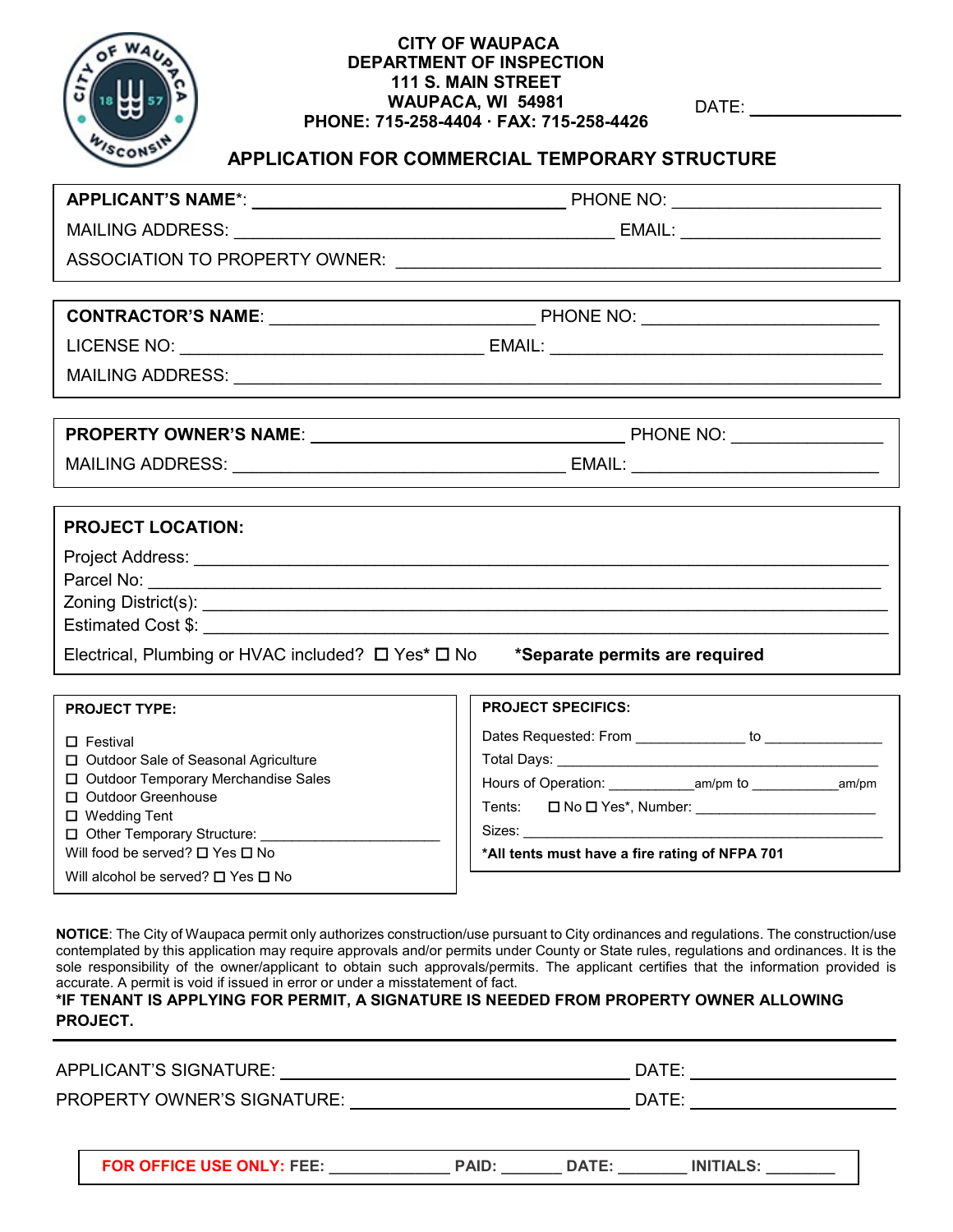**CITY OF WAUPACA**
**DEPARTMENT OF INSPECTION**
**111 S. MAIN STREET**
**WAUPACA, WI 54981**
**PHONE: 715-258-4404 · FAX: 715-258-4426**

DATE: _______________

# APPLICATION FOR COMMERCIAL TEMPORARY STRUCTURE

**APPLICANT'S NAME***: ________________________________ PHONE NO: ____________________

MAILING ADDRESS: ____________________________________ EMAIL: ____________________

ASSOCIATION TO PROPERTY OWNER: ________________________________________________

**CONTRACTOR'S NAME**: ___________________________ PHONE NO: ________________________

LICENSE NO: ______________________________ EMAIL: __________________________________

MAILING ADDRESS: ____________________________________________________________________

**PROPERTY OWNER'S NAME**: ________________________________ PHONE NO: _______________

MAILING ADDRESS: __________________________________ EMAIL: _______________________

**PROJECT LOCATION:**

Project Address: ____________________________________________________________________

Parcel No: _________________________________________________________________________

Zoning District(s): __________________________________________________________________

Estimated Cost $: ___________________________________________________________________

Electrical, Plumbing or HVAC included? ☐ Yes* ☐ No **\*Separate permits are required**

**PROJECT TYPE:**

☐ Festival
☐ Outdoor Sale of Seasonal Agriculture
☐ Outdoor Temporary Merchandise Sales
☐ Outdoor Greenhouse
☐ Wedding Tent
☐ Other Temporary Structure: ______________________

Will food be served? ☐ Yes ☐ No

Will alcohol be served? ☐ Yes ☐ No

**PROJECT SPECIFICS:**

Dates Requested: From _____________ to ______________

Total Days: ______________________________________________

Hours of Operation: ___________am/pm to ___________am/pm

Tents: ☐ No ☐ Yes*, Number: ______________________

Sizes: ___________________________________________________

**\*All tents must have a fire rating of NFPA 701**

**NOTICE**: The City of Waupaca permit only authorizes construction/use pursuant to City ordinances and regulations. The construction/use contemplated by this application may require approvals and/or permits under County or State rules, regulations and ordinances. It is the sole responsibility of the owner/applicant to obtain such approvals/permits. The applicant certifies that the information provided is accurate. A permit is void if issued in error or under a misstatement of fact.

**\*IF TENANT IS APPLYING FOR PERMIT, A SIGNATURE IS NEEDED FROM PROPERTY OWNER ALLOWING PROJECT.**

APPLICANT'S SIGNATURE: ___________________________________ DATE: _______________

PROPERTY OWNER'S SIGNATURE: ______________________________ DATE: _______________

**FOR OFFICE USE ONLY: FEE:** _____________ **PAID:** _______ **DATE:** ________ **INITIALS:** ________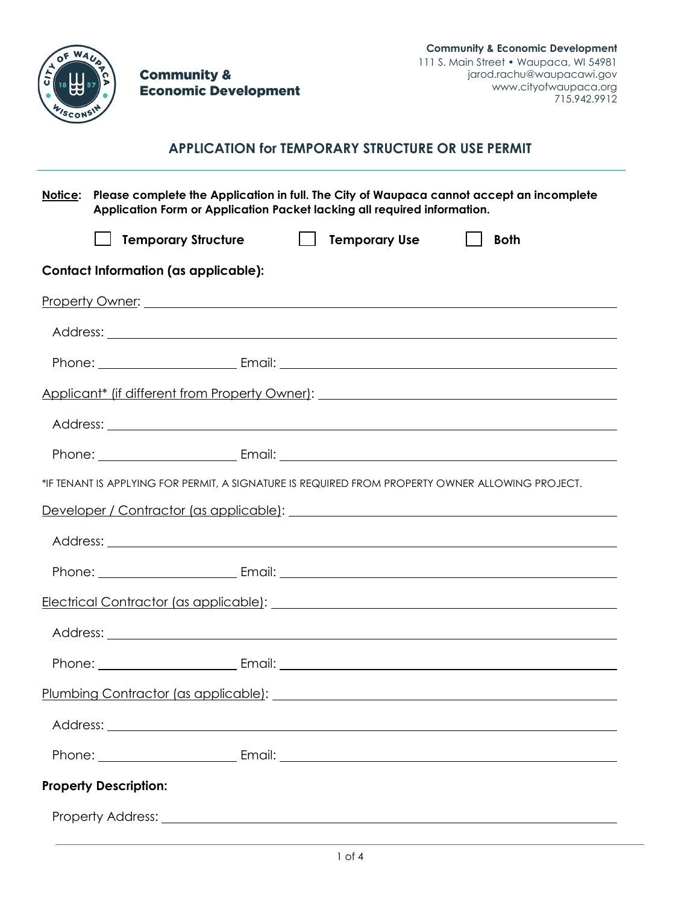**Community & Economic Development**

Community & Economic Development
111 S. Main Street • Waupaca, WI 54981
jarod.rachu@waupacawi.gov
www.cityofwaupaca.org
715.942.9912

## APPLICATION for TEMPORARY STRUCTURE OR USE PERMIT

**Notice: Please complete the Application in full. The City of Waupaca cannot accept an incomplete Application Form or Application Packet lacking all required information.**

☐ **Temporary Structure** ☐ **Temporary Use** ☐ **Both**

**Contact Information (as applicable):**

Property Owner: ______________________________

Address: ______________________________

Phone: ______________ Email: ______________________________

Applicant* (if different from Property Owner): ______________________________

Address: ______________________________

Phone: ______________ Email: ______________________________

*IF TENANT IS APPLYING FOR PERMIT, A SIGNATURE IS REQUIRED FROM PROPERTY OWNER ALLOWING PROJECT.

Developer / Contractor (as applicable): ______________________________

Address: ______________________________

Phone: ______________ Email: ______________________________

Electrical Contractor (as applicable): ______________________________

Address: ______________________________

Phone: ______________ Email: ______________________________

Plumbing Contractor (as applicable): ______________________________

Address: ______________________________

Phone: ______________ Email: ______________________________

**Property Description:**

Property Address: ______________________________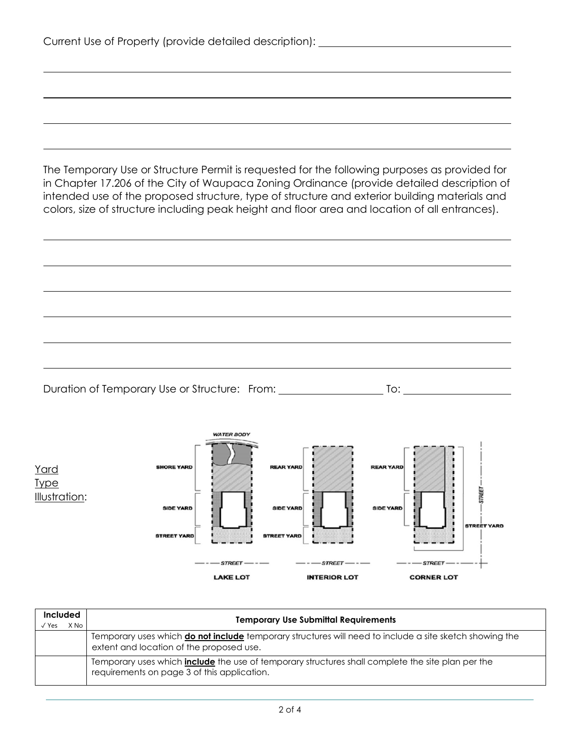Current Use of Property (provide detailed description): ___________________________________

_____________________________________________________________________________

_____________________________________________________________________________

_____________________________________________________________________________

_____________________________________________________________________________

The Temporary Use or Structure Permit is requested for the following purposes as provided for in Chapter 17.206 of the City of Waupaca Zoning Ordinance (provide detailed description of intended use of the proposed structure, type of structure and exterior building materials and colors, size of structure including peak height and floor area and location of all entrances).

_____________________________________________________________________________

_____________________________________________________________________________

_____________________________________________________________________________

_____________________________________________________________________________

_____________________________________________________________________________

_____________________________________________________________________________

Duration of Temporary Use or Structure: From: ____________________ To: ____________________

Yard Type Illustration:

WATER BODY

SHORE YARD | SIDE YARD | STREET YARD — STREET — LAKE LOT

REAR YARD | SIDE YARD | STREET YARD — STREET — INTERIOR LOT

REAR YARD | SIDE YARD | STREET YARD — STREET — CORNER LOT

| Included ✓ Yes X No | Temporary Use Submittal Requirements |
|---|---|
| | Temporary uses which **do not include** temporary structures will need to include a site sketch showing the extent and location of the proposed use. |
| | Temporary uses which **include** the use of temporary structures shall complete the site plan per the requirements on page 3 of this application. |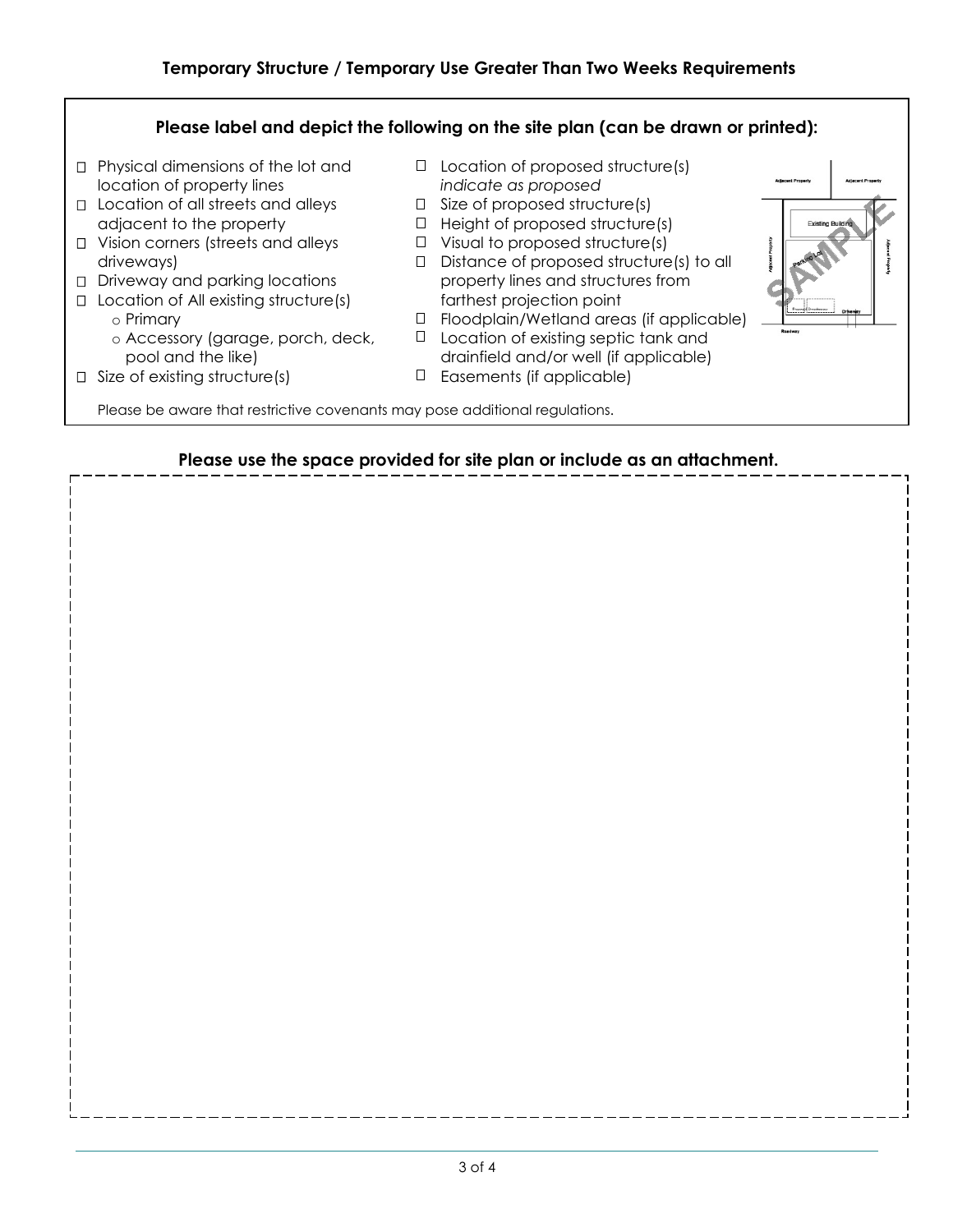## Temporary Structure / Temporary Use Greater Than Two Weeks Requirements

**Please label and depict the following on the site plan (can be drawn or printed):**

- ☐ Physical dimensions of the lot and location of property lines
- ☐ Location of all streets and alleys adjacent to the property
- ☐ Vision corners (streets and alleys driveways)
- ☐ Driveway and parking locations
- ☐ Location of All existing structure(s)
  - o Primary
  - o Accessory (garage, porch, deck, pool and the like)
- ☐ Size of existing structure(s)
- ☐ Location of proposed structure(s) *indicate as proposed*
- ☐ Size of proposed structure(s)
- ☐ Height of proposed structure(s)
- ☐ Visual to proposed structure(s)
- ☐ Distance of proposed structure(s) to all property lines and structures from farthest projection point
- ☐ Floodplain/Wetland areas (if applicable)
- ☐ Location of existing septic tank and drainfield and/or well (if applicable)
- ☐ Easements (if applicable)

Please be aware that restrictive covenants may pose additional regulations.

**Please use the space provided for site plan or include as an attachment.**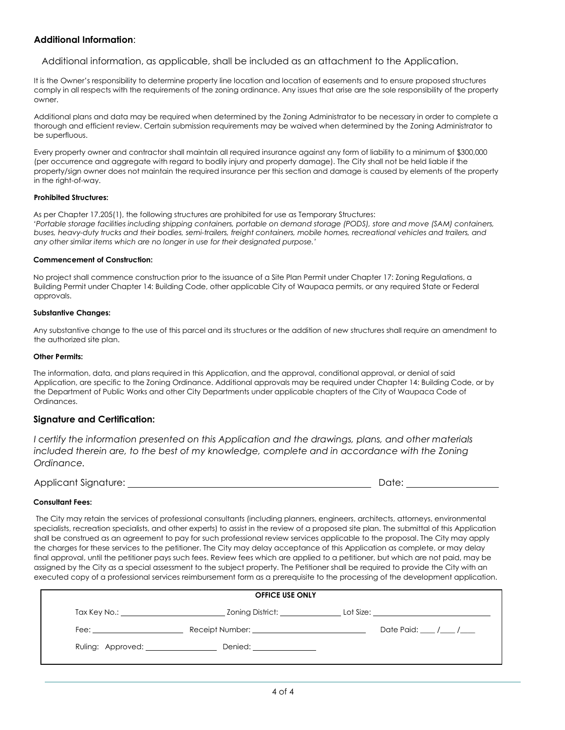## Additional Information:

Additional information, as applicable, shall be included as an attachment to the Application.

It is the Owner's responsibility to determine property line location and location of easements and to ensure proposed structures comply in all respects with the requirements of the zoning ordinance. Any issues that arise are the sole responsibility of the property owner.

Additional plans and data may be required when determined by the Zoning Administrator to be necessary in order to complete a thorough and efficient review. Certain submission requirements may be waived when determined by the Zoning Administrator to be superfluous.

Every property owner and contractor shall maintain all required insurance against any form of liability to a minimum of $300,000 (per occurrence and aggregate with regard to bodily injury and property damage). The City shall not be held liable if the property/sign owner does not maintain the required insurance per this section and damage is caused by elements of the property in the right-of-way.

**Prohibited Structures:**

As per Chapter 17.205(1), the following structures are prohibited for use as Temporary Structures:
'*Portable storage facilities including shipping containers, portable on demand storage (PODS), store and move (SAM) containers, buses, heavy-duty trucks and their bodies, semi-trailers, freight containers, mobile homes, recreational vehicles and trailers, and any other similar items which are no longer in use for their designated purpose.*'

**Commencement of Construction:**

No project shall commence construction prior to the issuance of a Site Plan Permit under Chapter 17: Zoning Regulations, a Building Permit under Chapter 14: Building Code, other applicable City of Waupaca permits, or any required State or Federal approvals.

**Substantive Changes:**

Any substantive change to the use of this parcel and its structures or the addition of new structures shall require an amendment to the authorized site plan.

**Other Permits:**

The information, data, and plans required in this Application, and the approval, conditional approval, or denial of said Application, are specific to the Zoning Ordinance. Additional approvals may be required under Chapter 14: Building Code, or by the Department of Public Works and other City Departments under applicable chapters of the City of Waupaca Code of Ordinances.

## Signature and Certification:

*I certify the information presented on this Application and the drawings, plans, and other materials included therein are, to the best of my knowledge, complete and in accordance with the Zoning Ordinance.*

Applicant Signature: ______________________________ Date: ______________

**Consultant Fees:**

The City may retain the services of professional consultants (including planners, engineers, architects, attorneys, environmental specialists, recreation specialists, and other experts) to assist in the review of a proposed site plan. The submittal of this Application shall be construed as an agreement to pay for such professional review services applicable to the proposal. The City may apply the charges for these services to the petitioner. The City may delay acceptance of this Application as complete, or may delay final approval, until the petitioner pays such fees. Review fees which are applied to a petitioner, but which are not paid, may be assigned by the City as a special assessment to the subject property. The Petitioner shall be required to provide the City with an executed copy of a professional services reimbursement form as a prerequisite to the processing of the development application.

**OFFICE USE ONLY**

Tax Key No.: ______________ Zoning District: ______________ Lot Size: ______________

Fee: ______________ Receipt Number: ______________ Date Paid: ____ /____ /____

Ruling: Approved: ______________ Denied: ______________